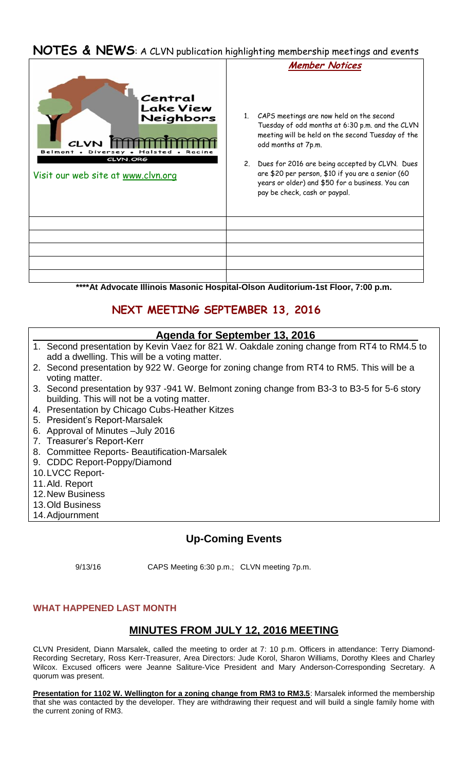# NOTES & NEWS: A CLVN publication highlighting membership meetings and events

Central Lake View Neighbors

CLVN

Belmont • Diversey • Halsted • Racine

CLVN.ORG

Visit our web site at www.clvn.org

***Member Notices***

1. CAPS meetings are now held on the second Tuesday of odd months at 6:30 p.m. and the CLVN meeting will be held on the second Tuesday of the odd months at 7p.m.
2. Dues for 2016 are being accepted by CLVN. Dues are $20 per person, $10 if you are a senior (60 years or older) and $50 for a business. You can pay be check, cash or paypal.

**\*\*\*\*At Advocate Illinois Masonic Hospital-Olson Auditorium-1st Floor, 7:00 p.m.**

## NEXT MEETING SEPTEMBER 13, 2016

### Agenda for September 13, 2016

1. Second presentation by Kevin Vaez for 821 W. Oakdale zoning change from RT4 to RM4.5 to add a dwelling. This will be a voting matter.
2. Second presentation by 922 W. George for zoning change from RT4 to RM5. This will be a voting matter.
3. Second presentation by 937 -941 W. Belmont zoning change from B3-3 to B3-5 for 5-6 story building. This will not be a voting matter.
4. Presentation by Chicago Cubs-Heather Kitzes
5. President's Report-Marsalek
6. Approval of Minutes –July 2016
7. Treasurer's Report-Kerr
8. Committee Reports- Beautification-Marsalek
9. CDDC Report-Poppy/Diamond
10. LVCC Report-
11. Ald. Report
12. New Business
13. Old Business
14. Adjournment

## Up-Coming Events

9/13/16 CAPS Meeting 6:30 p.m.; CLVN meeting 7p.m.

**WHAT HAPPENED LAST MONTH**

## MINUTES FROM JULY 12, 2016 MEETING

CLVN President, Diann Marsalek, called the meeting to order at 7: 10 p.m. Officers in attendance: Terry Diamond-Recording Secretary, Ross Kerr-Treasurer, Area Directors: Jude Korol, Sharon Williams, Dorothy Klees and Charley Wilcox. Excused officers were Jeanne Saliture-Vice President and Mary Anderson-Corresponding Secretary. A quorum was present.

**Presentation for 1102 W. Wellington for a zoning change from RM3 to RM3.5**: Marsalek informed the membership that she was contacted by the developer. They are withdrawing their request and will build a single family home with the current zoning of RM3.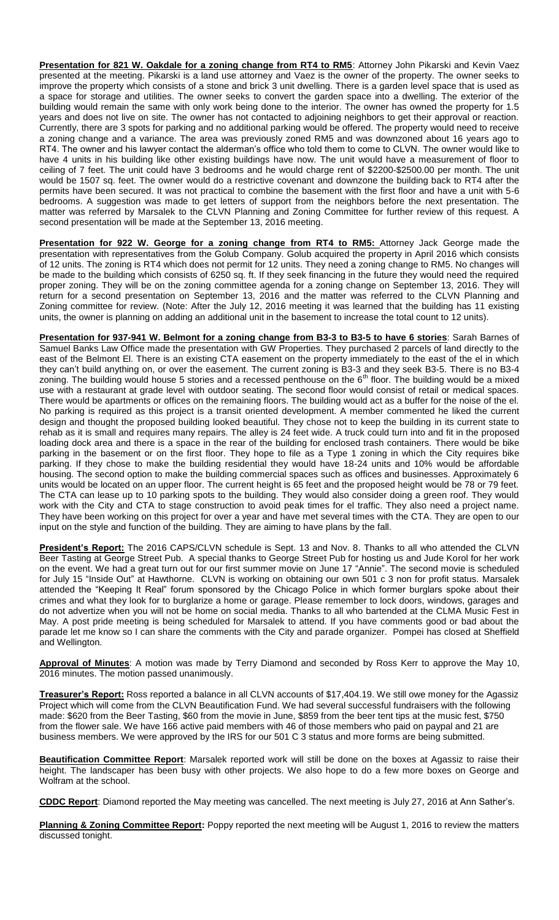**Presentation for 821 W. Oakdale for a zoning change from RT4 to RM5**: Attorney John Pikarski and Kevin Vaez presented at the meeting. Pikarski is a land use attorney and Vaez is the owner of the property. The owner seeks to improve the property which consists of a stone and brick 3 unit dwelling. There is a garden level space that is used as a space for storage and utilities. The owner seeks to convert the garden space into a dwelling. The exterior of the building would remain the same with only work being done to the interior. The owner has owned the property for 1.5 years and does not live on site. The owner has not contacted to adjoining neighbors to get their approval or reaction. Currently, there are 3 spots for parking and no additional parking would be offered. The property would need to receive a zoning change and a variance. The area was previously zoned RM5 and was downzoned about 16 years ago to RT4. The owner and his lawyer contact the alderman's office who told them to come to CLVN. The owner would like to have 4 units in his building like other existing buildings have now. The unit would have a measurement of floor to ceiling of 7 feet. The unit could have 3 bedrooms and he would charge rent of $2200-$2500.00 per month. The unit would be 1507 sq. feet. The owner would do a restrictive covenant and downzone the building back to RT4 after the permits have been secured. It was not practical to combine the basement with the first floor and have a unit with 5-6 bedrooms. A suggestion was made to get letters of support from the neighbors before the next presentation. The matter was referred by Marsalek to the CLVN Planning and Zoning Committee for further review of this request. A second presentation will be made at the September 13, 2016 meeting.

**Presentation for 922 W. George for a zoning change from RT4 to RM5:** Attorney Jack George made the presentation with representatives from the Golub Company. Golub acquired the property in April 2016 which consists of 12 units. The zoning is RT4 which does not permit for 12 units. They need a zoning change to RM5. No changes will be made to the building which consists of 6250 sq. ft. If they seek financing in the future they would need the required proper zoning. They will be on the zoning committee agenda for a zoning change on September 13, 2016. They will return for a second presentation on September 13, 2016 and the matter was referred to the CLVN Planning and Zoning committee for review. (Note: After the July 12, 2016 meeting it was learned that the building has 11 existing units, the owner is planning on adding an additional unit in the basement to increase the total count to 12 units).

**Presentation for 937-941 W. Belmont for a zoning change from B3-3 to B3-5 to have 6 stories**: Sarah Barnes of Samuel Banks Law Office made the presentation with GW Properties. They purchased 2 parcels of land directly to the east of the Belmont El. There is an existing CTA easement on the property immediately to the east of the el in which they can't build anything on, or over the easement. The current zoning is B3-3 and they seek B3-5. There is no B3-4 zoning. The building would house 5 stories and a recessed penthouse on the 6th floor. The building would be a mixed use with a restaurant at grade level with outdoor seating. The second floor would consist of retail or medical spaces. There would be apartments or offices on the remaining floors. The building would act as a buffer for the noise of the el. No parking is required as this project is a transit oriented development. A member commented he liked the current design and thought the proposed building looked beautiful. They chose not to keep the building in its current state to rehab as it is small and requires many repairs. The alley is 24 feet wide. A truck could turn into and fit in the proposed loading dock area and there is a space in the rear of the building for enclosed trash containers. There would be bike parking in the basement or on the first floor. They hope to file as a Type 1 zoning in which the City requires bike parking. If they chose to make the building residential they would have 18-24 units and 10% would be affordable housing. The second option to make the building commercial spaces such as offices and businesses. Approximately 6 units would be located on an upper floor. The current height is 65 feet and the proposed height would be 78 or 79 feet. The CTA can lease up to 10 parking spots to the building. They would also consider doing a green roof. They would work with the City and CTA to stage construction to avoid peak times for el traffic. They also need a project name. They have been working on this project for over a year and have met several times with the CTA. They are open to our input on the style and function of the building. They are aiming to have plans by the fall.

**President's Report:** The 2016 CAPS/CLVN schedule is Sept. 13 and Nov. 8. Thanks to all who attended the CLVN Beer Tasting at George Street Pub. A special thanks to George Street Pub for hosting us and Jude Korol for her work on the event. We had a great turn out for our first summer movie on June 17 "Annie". The second movie is scheduled for July 15 "Inside Out" at Hawthorne. CLVN is working on obtaining our own 501 c 3 non for profit status. Marsalek attended the "Keeping It Real" forum sponsored by the Chicago Police in which former burglars spoke about their crimes and what they look for to burglarize a home or garage. Please remember to lock doors, windows, garages and do not advertize when you will not be home on social media. Thanks to all who bartended at the CLMA Music Fest in May. A post pride meeting is being scheduled for Marsalek to attend. If you have comments good or bad about the parade let me know so I can share the comments with the City and parade organizer. Pompei has closed at Sheffield and Wellington.

**Approval of Minutes**: A motion was made by Terry Diamond and seconded by Ross Kerr to approve the May 10, 2016 minutes. The motion passed unanimously.

**Treasurer's Report:** Ross reported a balance in all CLVN accounts of $17,404.19. We still owe money for the Agassiz Project which will come from the CLVN Beautification Fund. We had several successful fundraisers with the following made: $620 from the Beer Tasting, $60 from the movie in June, $859 from the beer tent tips at the music fest, $750 from the flower sale. We have 166 active paid members with 46 of those members who paid on paypal and 21 are business members. We were approved by the IRS for our 501 C 3 status and more forms are being submitted.

**Beautification Committee Report**: Marsalek reported work will still be done on the boxes at Agassiz to raise their height. The landscaper has been busy with other projects. We also hope to do a few more boxes on George and Wolfram at the school.

**CDDC Report**: Diamond reported the May meeting was cancelled. The next meeting is July 27, 2016 at Ann Sather's.

**Planning & Zoning Committee Report:** Poppy reported the next meeting will be August 1, 2016 to review the matters discussed tonight.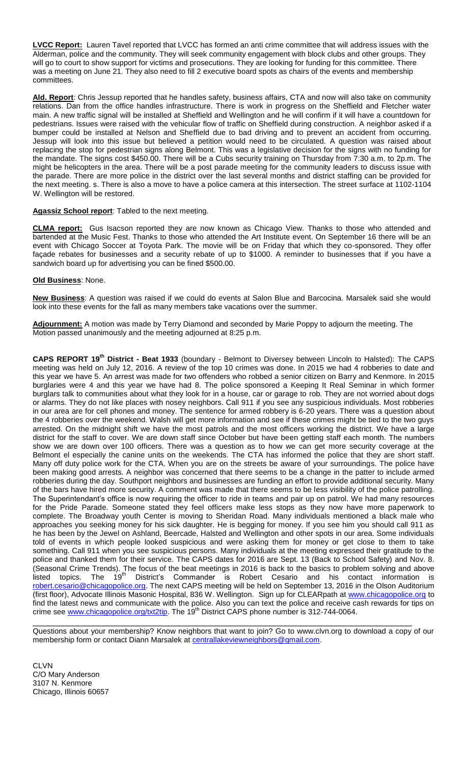**LVCC Report:** Lauren Tavel reported that LVCC has formed an anti crime committee that will address issues with the Alderman, police and the community. They will seek community engagement with block clubs and other groups. They will go to court to show support for victims and prosecutions. They are looking for funding for this committee. There was a meeting on June 21. They also need to fill 2 executive board spots as chairs of the events and membership committees.

**Ald. Report**: Chris Jessup reported that he handles safety, business affairs, CTA and now will also take on community relations. Dan from the office handles infrastructure. There is work in progress on the Sheffield and Fletcher water main. A new traffic signal will be installed at Sheffield and Wellington and he will confirm if it will have a countdown for pedestrians. Issues were raised with the vehicular flow of traffic on Sheffield during construction. A neighbor asked if a bumper could be installed at Nelson and Sheffield due to bad driving and to prevent an accident from occurring. Jessup will look into this issue but believed a petition would need to be circulated. A question was raised about replacing the stop for pedestrian signs along Belmont. This was a legislative decision for the signs with no funding for the mandate. The signs cost $450.00. There will be a Cubs security training on Thursday from 7:30 a.m. to 2p.m. The might be helicopters in the area. There will be a post parade meeting for the community leaders to discuss issue with the parade. There are more police in the district over the last several months and district staffing can be provided for the next meeting. s. There is also a move to have a police camera at this intersection. The street surface at 1102-1104 W. Wellington will be restored.

**Agassiz School report**: Tabled to the next meeting.

**CLMA report:** Gus Isacson reported they are now known as Chicago View. Thanks to those who attended and bartended at the Music Fest. Thanks to those who attended the Art Institute event. On September 16 there will be an event with Chicago Soccer at Toyota Park. The movie will be on Friday that which they co-sponsored. They offer façade rebates for businesses and a security rebate of up to $1000. A reminder to businesses that if you have a sandwich board up for advertising you can be fined $500.00.

**Old Business**: None.

**New Business**: A question was raised if we could do events at Salon Blue and Barcocina. Marsalek said she would look into these events for the fall as many members take vacations over the summer.

**Adjournment:** A motion was made by Terry Diamond and seconded by Marie Poppy to adjourn the meeting. The Motion passed unanimously and the meeting adjourned at 8:25 p.m.

**CAPS REPORT 19th District - Beat 1933** (boundary - Belmont to Diversey between Lincoln to Halsted): The CAPS meeting was held on July 12, 2016. A review of the top 10 crimes was done. In 2015 we had 4 robberies to date and this year we have 5. An arrest was made for two offenders who robbed a senior citizen on Barry and Kenmore. In 2015 burglaries were 4 and this year we have had 8. The police sponsored a Keeping It Real Seminar in which former burglars talk to communities about what they look for in a house, car or garage to rob. They are not worried about dogs or alarms. They do not like places with nosey neighbors. Call 911 if you see any suspicious individuals. Most robberies in our area are for cell phones and money. The sentence for armed robbery is 6-20 years. There was a question about the 4 robberies over the weekend. Walsh will get more information and see if these crimes might be tied to the two guys arrested. On the midnight shift we have the most patrols and the most officers working the district. We have a large district for the staff to cover. We are down staff since October but have been getting staff each month. The numbers show we are down over 100 officers. There was a question as to how we can get more security coverage at the Belmont el especially the canine units on the weekends. The CTA has informed the police that they are short staff. Many off duty police work for the CTA. When you are on the streets be aware of your surroundings. The police have been making good arrests. A neighbor was concerned that there seems to be a change in the patter to include armed robberies during the day. Southport neighbors and businesses are funding an effort to provide additional security. Many of the bars have hired more security. A comment was made that there seems to be less visibility of the police patrolling. The Superintendant's office is now requiring the officer to ride in teams and pair up on patrol. We had many resources for the Pride Parade. Someone stated they feel officers make less stops as they now have more paperwork to complete. The Broadway youth Center is moving to Sheridan Road. Many individuals mentioned a black male who approaches you seeking money for his sick daughter. He is begging for money. If you see him you should call 911 as he has been by the Jewel on Ashland, Beercade, Halsted and Wellington and other spots in our area. Some individuals told of events in which people looked suspicious and were asking them for money or get close to them to take something. Call 911 when you see suspicious persons. Many individuals at the meeting expressed their gratitude to the police and thanked them for their service. The CAPS dates for 2016 are Sept. 13 (Back to School Safety) and Nov. 8. (Seasonal Crime Trends). The focus of the beat meetings in 2016 is back to the basics to problem solving and above listed topics. The 19th District's Commander is Robert Cesario and his contact information is robert.cesario@chicagopolice.org. The next CAPS meeting will be held on September 13, 2016 in the Olson Auditorium (first floor), Advocate Illinois Masonic Hospital, 836 W. Wellington. Sign up for CLEARpath at www.chicagopolice.org to find the latest news and communicate with the police. Also you can text the police and receive cash rewards for tips on crime see www.chicagopolice.org/txt2tip. The 19th District CAPS phone number is 312-744-0064.

---

Questions about your membership? Know neighbors that want to join? Go to www.clvn.org to download a copy of our membership form or contact Diann Marsalek at centrallakeviewneighbors@gmail.com.

CLVN
C/O Mary Anderson
3107 N. Kenmore
Chicago, Illinois 60657